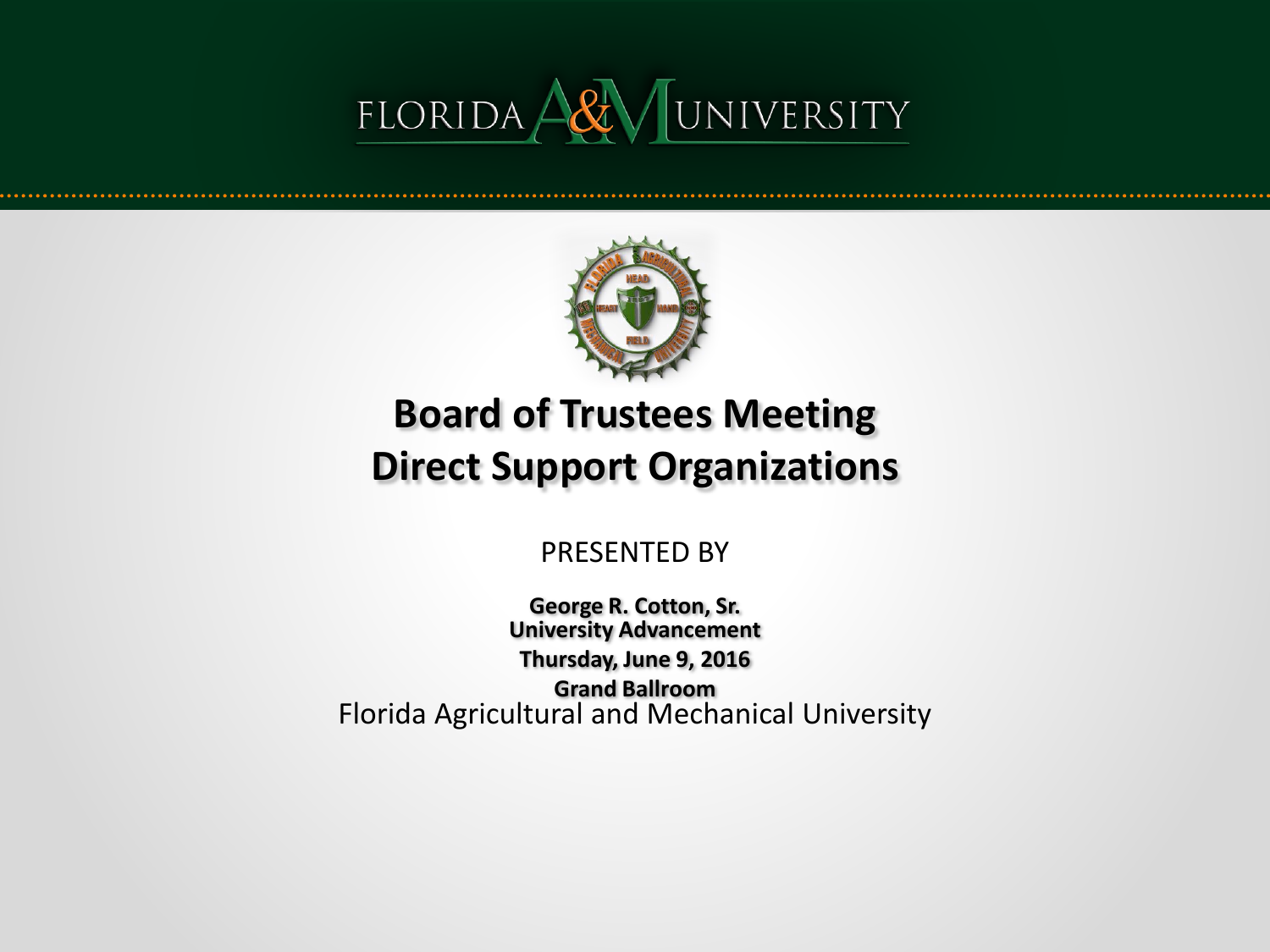FLORIDA A&M UNIVERSITY

# Board of Trustees Meeting
# Direct Support Organizations

PRESENTED BY

**George R. Cotton, Sr.**
**University Advancement**
**Thursday, June 9, 2016**
**Grand Ballroom**
Florida Agricultural and Mechanical University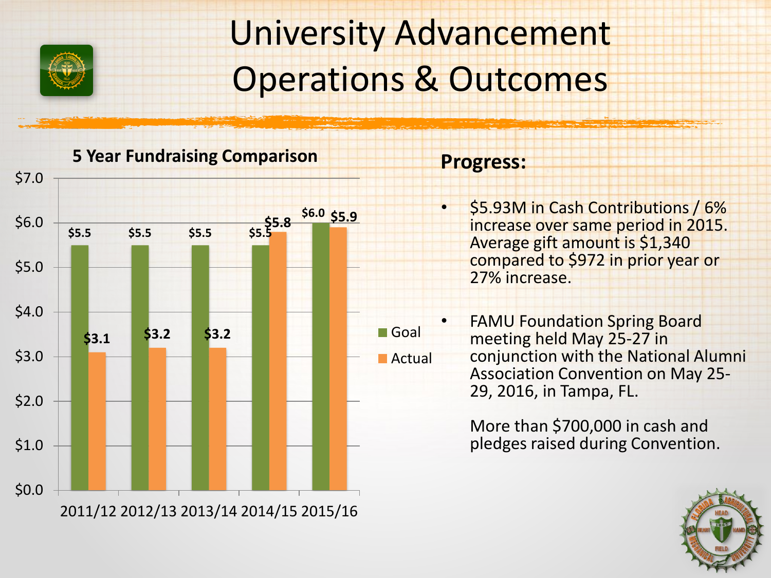# University Advancement Operations & Outcomes

**5 Year Fundraising Comparison**

| Year | Goal | Actual |
|---|---|---|
| 2011/12 | $5.5 | $3.1 |
| 2012/13 | $5.5 | $3.2 |
| 2013/14 | $5.5 | $3.2 |
| 2014/15 | $5.5 | $5.8 |
| 2015/16 | $6.0 | $5.9 |

## Progress:

- $5.93M in Cash Contributions / 6% increase over same period in 2015. Average gift amount is $1,340 compared to $972 in prior year or 27% increase.
- FAMU Foundation Spring Board meeting held May 25-27 in conjunction with the National Alumni Association Convention on May 25-29, 2016, in Tampa, FL.

  More than $700,000 in cash and pledges raised during Convention.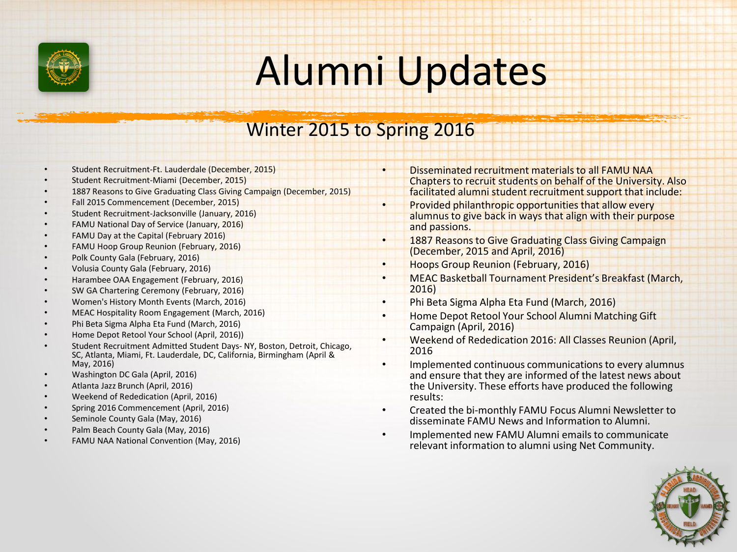# Alumni Updates

## Winter 2015 to Spring 2016

- Student Recruitment-Ft. Lauderdale (December, 2015)
- Student Recruitment-Miami (December, 2015)
- 1887 Reasons to Give Graduating Class Giving Campaign (December, 2015)
- Fall 2015 Commencement (December, 2015)
- Student Recruitment-Jacksonville (January, 2016)
- FAMU National Day of Service (January, 2016)
- FAMU Day at the Capital (February 2016)
- FAMU Hoop Group Reunion (February, 2016)
- Polk County Gala (February, 2016)
- Volusia County Gala (February, 2016)
- Harambee OAA Engagement (February, 2016)
- SW GA Chartering Ceremony (February, 2016)
- Women's History Month Events (March, 2016)
- MEAC Hospitality Room Engagement (March, 2016)
- Phi Beta Sigma Alpha Eta Fund (March, 2016)
- Home Depot Retool Your School (April, 2016))
- Student Recruitment Admitted Student Days- NY, Boston, Detroit, Chicago, SC, Atlanta, Miami, Ft. Lauderdale, DC, California, Birmingham (April & May, 2016)
- Washington DC Gala (April, 2016)
- Atlanta Jazz Brunch (April, 2016)
- Weekend of Rededication (April, 2016)
- Spring 2016 Commencement (April, 2016)
- Seminole County Gala (May, 2016)
- Palm Beach County Gala (May, 2016)
- FAMU NAA National Convention (May, 2016)

- Disseminated recruitment materials to all FAMU NAA Chapters to recruit students on behalf of the University. Also facilitated alumni student recruitment support that include:
- Provided philanthropic opportunities that allow every alumnus to give back in ways that align with their purpose and passions.
- 1887 Reasons to Give Graduating Class Giving Campaign (December, 2015 and April, 2016)
- Hoops Group Reunion (February, 2016)
- MEAC Basketball Tournament President's Breakfast (March, 2016)
- Phi Beta Sigma Alpha Eta Fund (March, 2016)
- Home Depot Retool Your School Alumni Matching Gift Campaign (April, 2016)
- Weekend of Rededication 2016: All Classes Reunion (April, 2016
- Implemented continuous communications to every alumnus and ensure that they are informed of the latest news about the University. These efforts have produced the following results:
- Created the bi-monthly FAMU Focus Alumni Newsletter to disseminate FAMU News and Information to Alumni.
- Implemented new FAMU Alumni emails to communicate relevant information to alumni using Net Community.